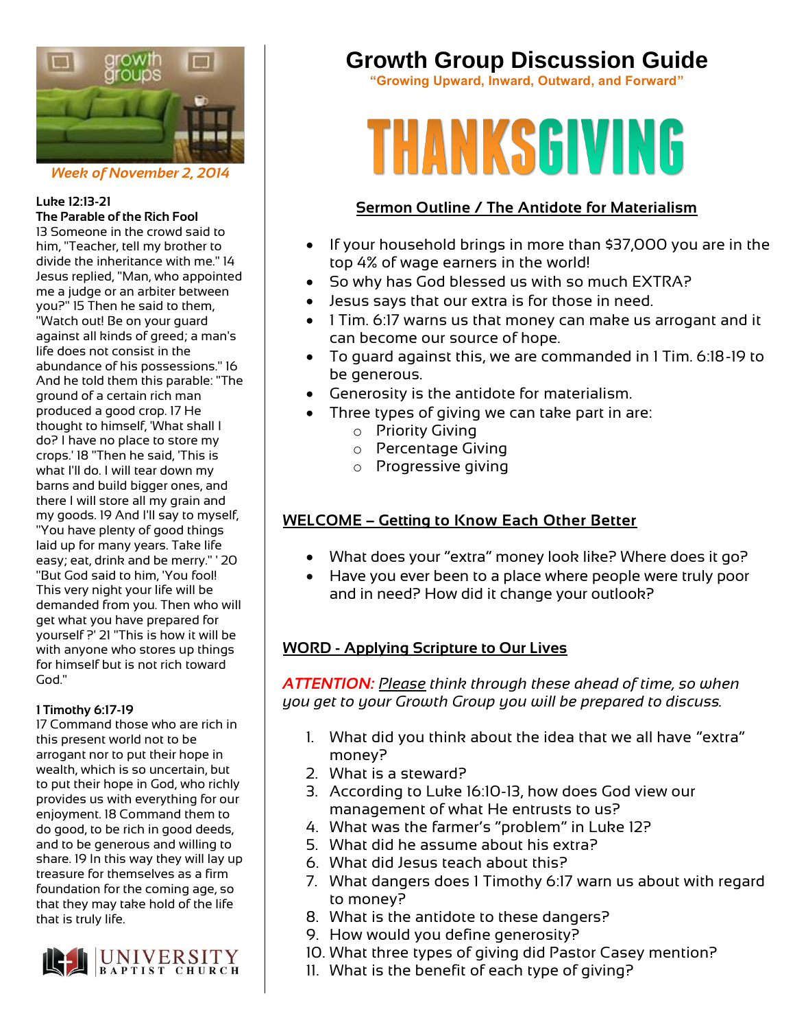# Growth Group Discussion Guide

**"Growing Upward, Inward, Outward, and Forward"**

# THANKSGIVING

*Week of November 2, 2014*

**Luke 12:13-21**
**The Parable of the Rich Fool**

13 Someone in the crowd said to him, "Teacher, tell my brother to divide the inheritance with me." 14 Jesus replied, "Man, who appointed me a judge or an arbiter between you?" 15 Then he said to them, "Watch out! Be on your guard against all kinds of greed; a man's life does not consist in the abundance of his possessions." 16 And he told them this parable: "The ground of a certain rich man produced a good crop. 17 He thought to himself, 'What shall I do? I have no place to store my crops.' 18 "Then he said, 'This is what I'll do. I will tear down my barns and build bigger ones, and there I will store all my grain and my goods. 19 And I'll say to myself, "You have plenty of good things laid up for many years. Take life easy; eat, drink and be merry." ' 20 "But God said to him, 'You fool! This very night your life will be demanded from you. Then who will get what you have prepared for yourself ?' 21 "This is how it will be with anyone who stores up things for himself but is not rich toward God."

**1 Timothy 6:17-19**

17 Command those who are rich in this present world not to be arrogant nor to put their hope in wealth, which is so uncertain, but to put their hope in God, who richly provides us with everything for our enjoyment. 18 Command them to do good, to be rich in good deeds, and to be generous and willing to share. 19 In this way they will lay up treasure for themselves as a firm foundation for the coming age, so that they may take hold of the life that is truly life.

UNIVERSITY BAPTIST CHURCH

## Sermon Outline / The Antidote for Materialism

- If your household brings in more than $37,000 you are in the top 4% of wage earners in the world!
- So why has God blessed us with so much EXTRA?
- Jesus says that our extra is for those in need.
- 1 Tim. 6:17 warns us that money can make us arrogant and it can become our source of hope.
- To guard against this, we are commanded in 1 Tim. 6:18-19 to be generous.
- Generosity is the antidote for materialism.
- Three types of giving we can take part in are:
  - Priority Giving
  - Percentage Giving
  - Progressive giving

## WELCOME – Getting to Know Each Other Better

- What does your "extra" money look like? Where does it go?
- Have you ever been to a place where people were truly poor and in need? How did it change your outlook?

## WORD - Applying Scripture to Our Lives

***ATTENTION:*** *Please think through these ahead of time, so when you get to your Growth Group you will be prepared to discuss.*

1. What did you think about the idea that we all have "extra" money?
2. What is a steward?
3. According to Luke 16:10-13, how does God view our management of what He entrusts to us?
4. What was the farmer's "problem" in Luke 12?
5. What did he assume about his extra?
6. What did Jesus teach about this?
7. What dangers does 1 Timothy 6:17 warn us about with regard to money?
8. What is the antidote to these dangers?
9. How would you define generosity?
10. What three types of giving did Pastor Casey mention?
11. What is the benefit of each type of giving?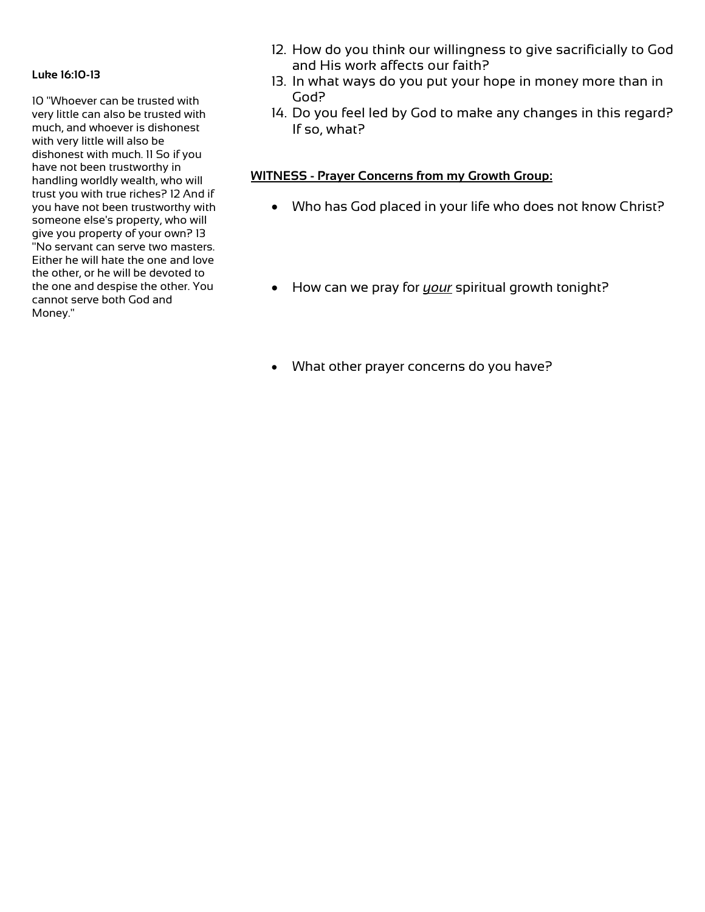**Luke 16:10-13**

10 "Whoever can be trusted with very little can also be trusted with much, and whoever is dishonest with very little will also be dishonest with much. 11 So if you have not been trustworthy in handling worldly wealth, who will trust you with true riches? 12 And if you have not been trustworthy with someone else's property, who will give you property of your own? 13 "No servant can serve two masters. Either he will hate the one and love the other, or he will be devoted to the one and despise the other. You cannot serve both God and Money."

12. How do you think our willingness to give sacrificially to God and His work affects our faith?
13. In what ways do you put your hope in money more than in God?
14. Do you feel led by God to make any changes in this regard? If so, what?

**WITNESS - Prayer Concerns from my Growth Group:**

- Who has God placed in your life who does not know Christ?

- How can we pray for *your* spiritual growth tonight?

- What other prayer concerns do you have?